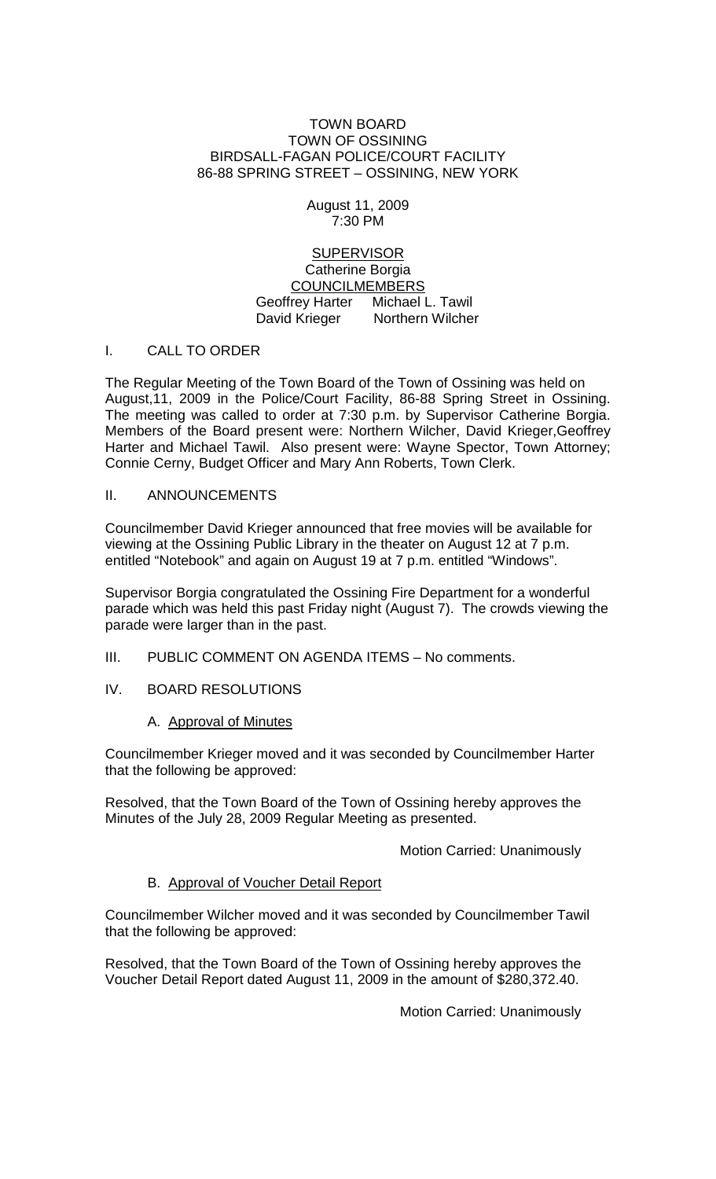TOWN BOARD
TOWN OF OSSINING
BIRDSALL-FAGAN POLICE/COURT FACILITY
86-88 SPRING STREET – OSSINING, NEW YORK

August 11, 2009
7:30 PM

SUPERVISOR
Catherine Borgia
COUNCILMEMBERS
Geoffrey Harter    Michael L. Tawil
David Krieger    Northern Wilcher

## I. CALL TO ORDER

The Regular Meeting of the Town Board of the Town of Ossining was held on August,11, 2009 in the Police/Court Facility, 86-88 Spring Street in Ossining. The meeting was called to order at 7:30 p.m. by Supervisor Catherine Borgia. Members of the Board present were: Northern Wilcher, David Krieger,Geoffrey Harter and Michael Tawil. Also present were: Wayne Spector, Town Attorney; Connie Cerny, Budget Officer and Mary Ann Roberts, Town Clerk.

## II. ANNOUNCEMENTS

Councilmember David Krieger announced that free movies will be available for viewing at the Ossining Public Library in the theater on August 12 at 7 p.m. entitled "Notebook" and again on August 19 at 7 p.m. entitled "Windows".

Supervisor Borgia congratulated the Ossining Fire Department for a wonderful parade which was held this past Friday night (August 7). The crowds viewing the parade were larger than in the past.

## III. PUBLIC COMMENT ON AGENDA ITEMS – No comments.

## IV. BOARD RESOLUTIONS

### A. Approval of Minutes

Councilmember Krieger moved and it was seconded by Councilmember Harter that the following be approved:

Resolved, that the Town Board of the Town of Ossining hereby approves the Minutes of the July 28, 2009 Regular Meeting as presented.

Motion Carried: Unanimously

### B. Approval of Voucher Detail Report

Councilmember Wilcher moved and it was seconded by Councilmember Tawil that the following be approved:

Resolved, that the Town Board of the Town of Ossining hereby approves the Voucher Detail Report dated August 11, 2009 in the amount of $280,372.40.

Motion Carried: Unanimously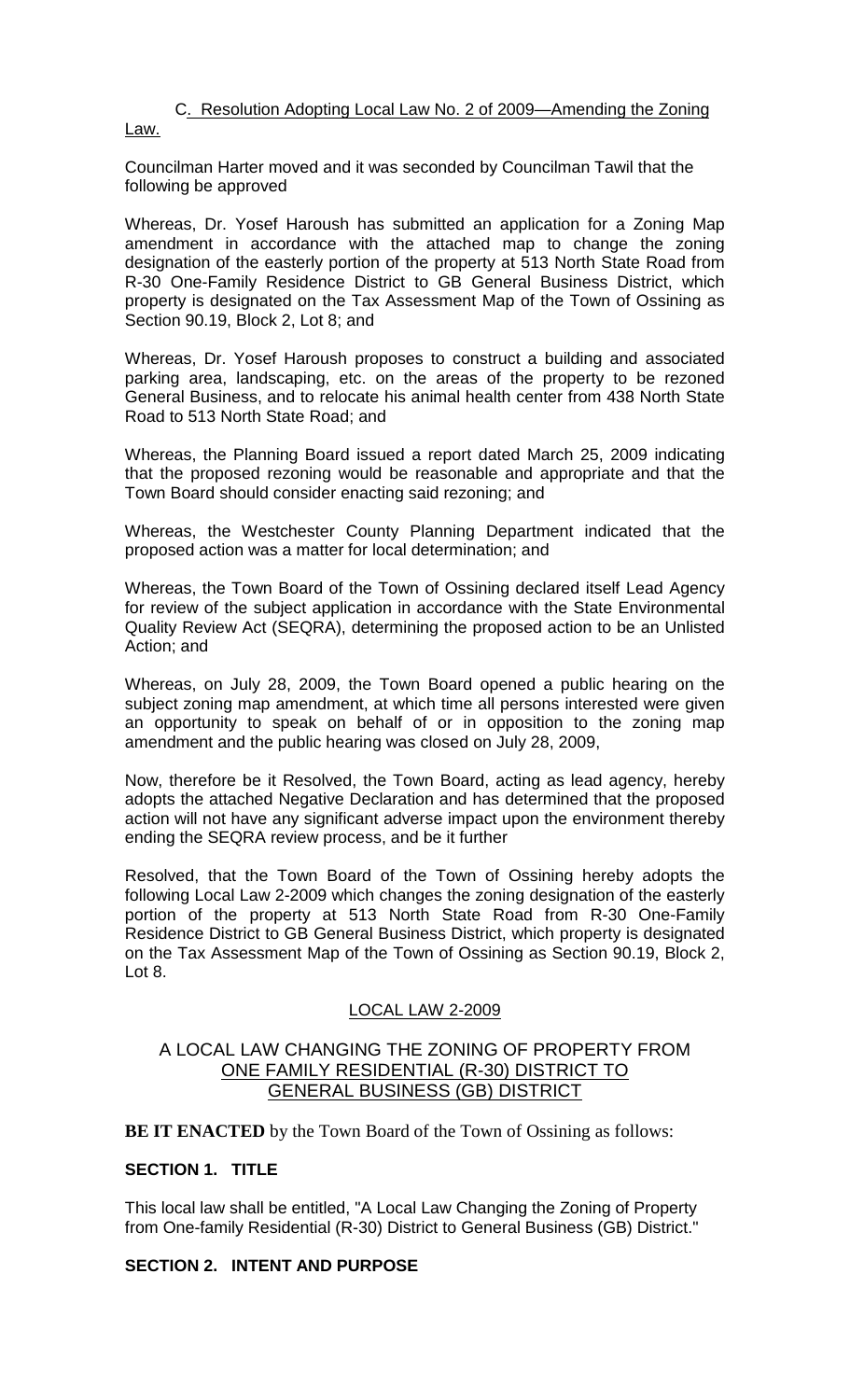C. Resolution Adopting Local Law No. 2 of 2009—Amending the Zoning Law.

Councilman Harter moved and it was seconded by Councilman Tawil that the following be approved

Whereas, Dr. Yosef Haroush has submitted an application for a Zoning Map amendment in accordance with the attached map to change the zoning designation of the easterly portion of the property at 513 North State Road from R-30 One-Family Residence District to GB General Business District, which property is designated on the Tax Assessment Map of the Town of Ossining as Section 90.19, Block 2, Lot 8; and

Whereas, Dr. Yosef Haroush proposes to construct a building and associated parking area, landscaping, etc. on the areas of the property to be rezoned General Business, and to relocate his animal health center from 438 North State Road to 513 North State Road; and

Whereas, the Planning Board issued a report dated March 25, 2009 indicating that the proposed rezoning would be reasonable and appropriate and that the Town Board should consider enacting said rezoning; and

Whereas, the Westchester County Planning Department indicated that the proposed action was a matter for local determination; and

Whereas, the Town Board of the Town of Ossining declared itself Lead Agency for review of the subject application in accordance with the State Environmental Quality Review Act (SEQRA), determining the proposed action to be an Unlisted Action; and

Whereas, on July 28, 2009, the Town Board opened a public hearing on the subject zoning map amendment, at which time all persons interested were given an opportunity to speak on behalf of or in opposition to the zoning map amendment and the public hearing was closed on July 28, 2009,

Now, therefore be it Resolved, the Town Board, acting as lead agency, hereby adopts the attached Negative Declaration and has determined that the proposed action will not have any significant adverse impact upon the environment thereby ending the SEQRA review process, and be it further

Resolved, that the Town Board of the Town of Ossining hereby adopts the following Local Law 2-2009 which changes the zoning designation of the easterly portion of the property at 513 North State Road from R-30 One-Family Residence District to GB General Business District, which property is designated on the Tax Assessment Map of the Town of Ossining as Section 90.19, Block 2, Lot 8.

LOCAL LAW 2-2009

A LOCAL LAW CHANGING THE ZONING OF PROPERTY FROM ONE FAMILY RESIDENTIAL (R-30) DISTRICT TO GENERAL BUSINESS (GB) DISTRICT

**BE IT ENACTED** by the Town Board of the Town of Ossining as follows:

**SECTION 1. TITLE**

This local law shall be entitled, "A Local Law Changing the Zoning of Property from One-family Residential (R-30) District to General Business (GB) District."

**SECTION 2. INTENT AND PURPOSE**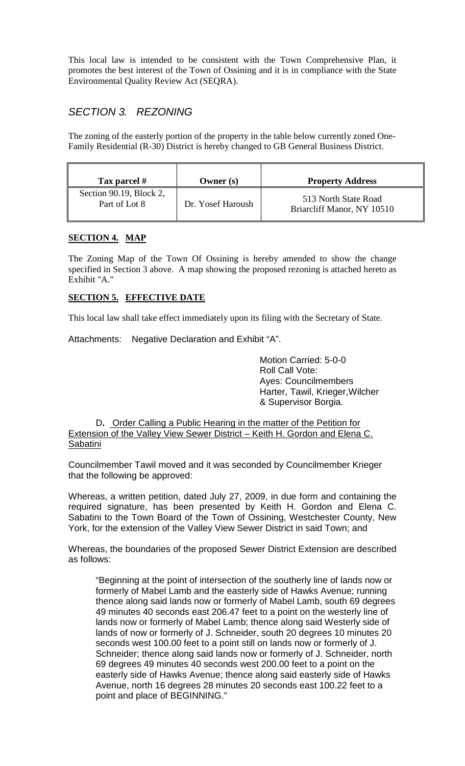This local law is intended to be consistent with the Town Comprehensive Plan, it promotes the best interest of the Town of Ossining and it is in compliance with the State Environmental Quality Review Act (SEQRA).

## *SECTION 3. REZONING*

The zoning of the easterly portion of the property in the table below currently zoned One-Family Residential (R-30) District is hereby changed to GB General Business District.

| Tax parcel # | Owner (s) | Property Address |
|---|---|---|
| Section 90.19, Block 2, Part of Lot 8 | Dr. Yosef Haroush | 513 North State Road Briarcliff Manor, NY 10510 |

**SECTION 4. MAP**

The Zoning Map of the Town Of Ossining is hereby amended to show the change specified in Section 3 above. A map showing the proposed rezoning is attached hereto as Exhibit "A."

**SECTION 5. EFFECTIVE DATE**

This local law shall take effect immediately upon its filing with the Secretary of State.

Attachments: Negative Declaration and Exhibit "A".

Motion Carried: 5-0-0
Roll Call Vote:
Ayes: Councilmembers Harter, Tawil, Krieger, Wilcher & Supervisor Borgia.

D. Order Calling a Public Hearing in the matter of the Petition for Extension of the Valley View Sewer District – Keith H. Gordon and Elena C. Sabatini

Councilmember Tawil moved and it was seconded by Councilmember Krieger that the following be approved:

Whereas, a written petition, dated July 27, 2009, in due form and containing the required signature, has been presented by Keith H. Gordon and Elena C. Sabatini to the Town Board of the Town of Ossining, Westchester County, New York, for the extension of the Valley View Sewer District in said Town; and

Whereas, the boundaries of the proposed Sewer District Extension are described as follows:

> "Beginning at the point of intersection of the southerly line of lands now or formerly of Mabel Lamb and the easterly side of Hawks Avenue; running thence along said lands now or formerly of Mabel Lamb, south 69 degrees 49 minutes 40 seconds east 206.47 feet to a point on the westerly line of lands now or formerly of Mabel Lamb; thence along said Westerly side of lands of now or formerly of J. Schneider, south 20 degrees 10 minutes 20 seconds west 100.00 feet to a point still on lands now or formerly of J. Schneider; thence along said lands now or formerly of J. Schneider, north 69 degrees 49 minutes 40 seconds west 200.00 feet to a point on the easterly side of Hawks Avenue; thence along said easterly side of Hawks Avenue, north 16 degrees 28 minutes 20 seconds east 100.22 feet to a point and place of BEGINNING."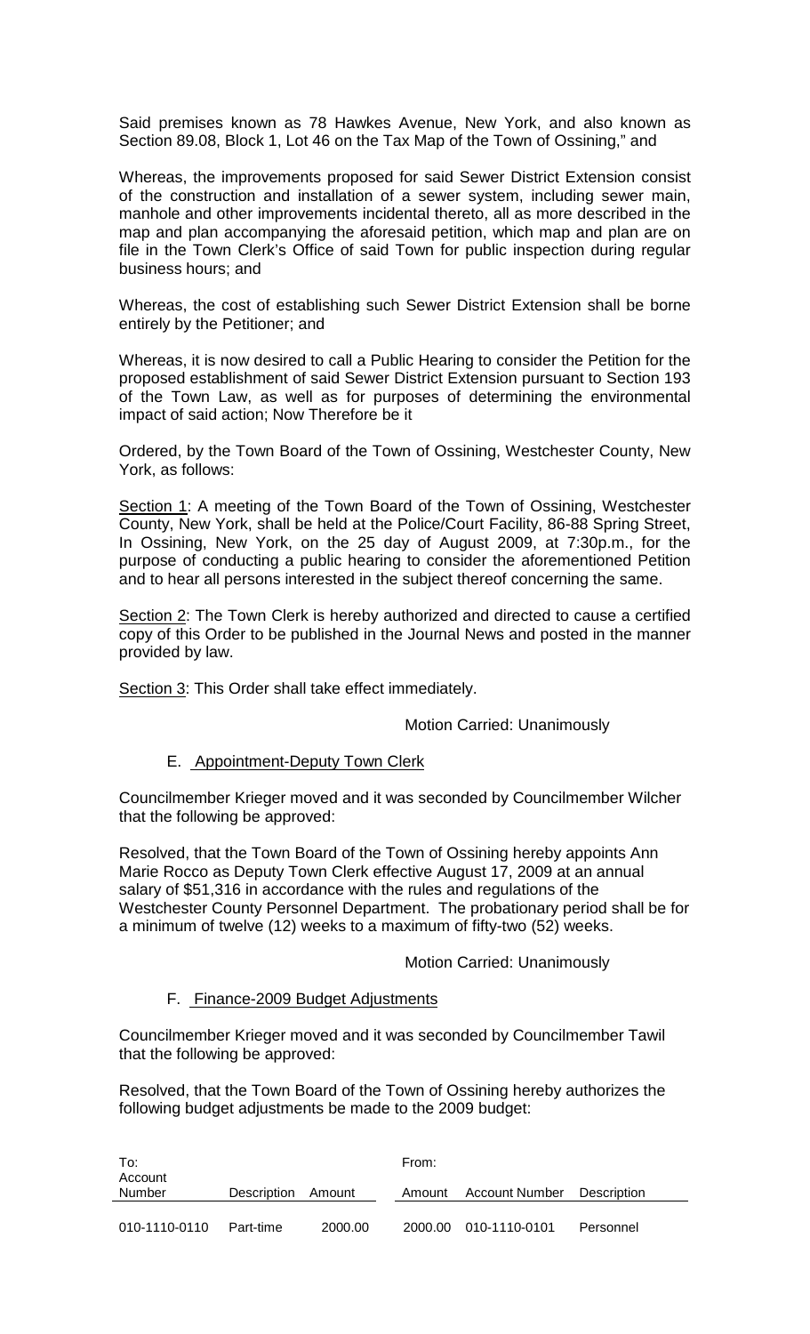Said premises known as 78 Hawkes Avenue, New York, and also known as Section 89.08, Block 1, Lot 46 on the Tax Map of the Town of Ossining," and

Whereas, the improvements proposed for said Sewer District Extension consist of the construction and installation of a sewer system, including sewer main, manhole and other improvements incidental thereto, all as more described in the map and plan accompanying the aforesaid petition, which map and plan are on file in the Town Clerk's Office of said Town for public inspection during regular business hours; and

Whereas, the cost of establishing such Sewer District Extension shall be borne entirely by the Petitioner; and

Whereas, it is now desired to call a Public Hearing to consider the Petition for the proposed establishment of said Sewer District Extension pursuant to Section 193 of the Town Law, as well as for purposes of determining the environmental impact of said action; Now Therefore be it

Ordered, by the Town Board of the Town of Ossining, Westchester County, New York, as follows:

Section 1: A meeting of the Town Board of the Town of Ossining, Westchester County, New York, shall be held at the Police/Court Facility, 86-88 Spring Street, In Ossining, New York, on the 25 day of August 2009, at 7:30p.m., for the purpose of conducting a public hearing to consider the aforementioned Petition and to hear all persons interested in the subject thereof concerning the same.

Section 2: The Town Clerk is hereby authorized and directed to cause a certified copy of this Order to be published in the Journal News and posted in the manner provided by law.

Section 3: This Order shall take effect immediately.

Motion Carried: Unanimously

E. Appointment-Deputy Town Clerk

Councilmember Krieger moved and it was seconded by Councilmember Wilcher that the following be approved:

Resolved, that the Town Board of the Town of Ossining hereby appoints Ann Marie Rocco as Deputy Town Clerk effective August 17, 2009 at an annual salary of $51,316 in accordance with the rules and regulations of the Westchester County Personnel Department. The probationary period shall be for a minimum of twelve (12) weeks to a maximum of fifty-two (52) weeks.

Motion Carried: Unanimously

F. Finance-2009 Budget Adjustments

Councilmember Krieger moved and it was seconded by Councilmember Tawil that the following be approved:

Resolved, that the Town Board of the Town of Ossining hereby authorizes the following budget adjustments be made to the 2009 budget:

| To: Account Number | Description | Amount | From: Amount | Account Number | Description |
|---|---|---|---|---|---|
| 010-1110-0110 | Part-time | 2000.00 | 2000.00 | 010-1110-0101 | Personnel |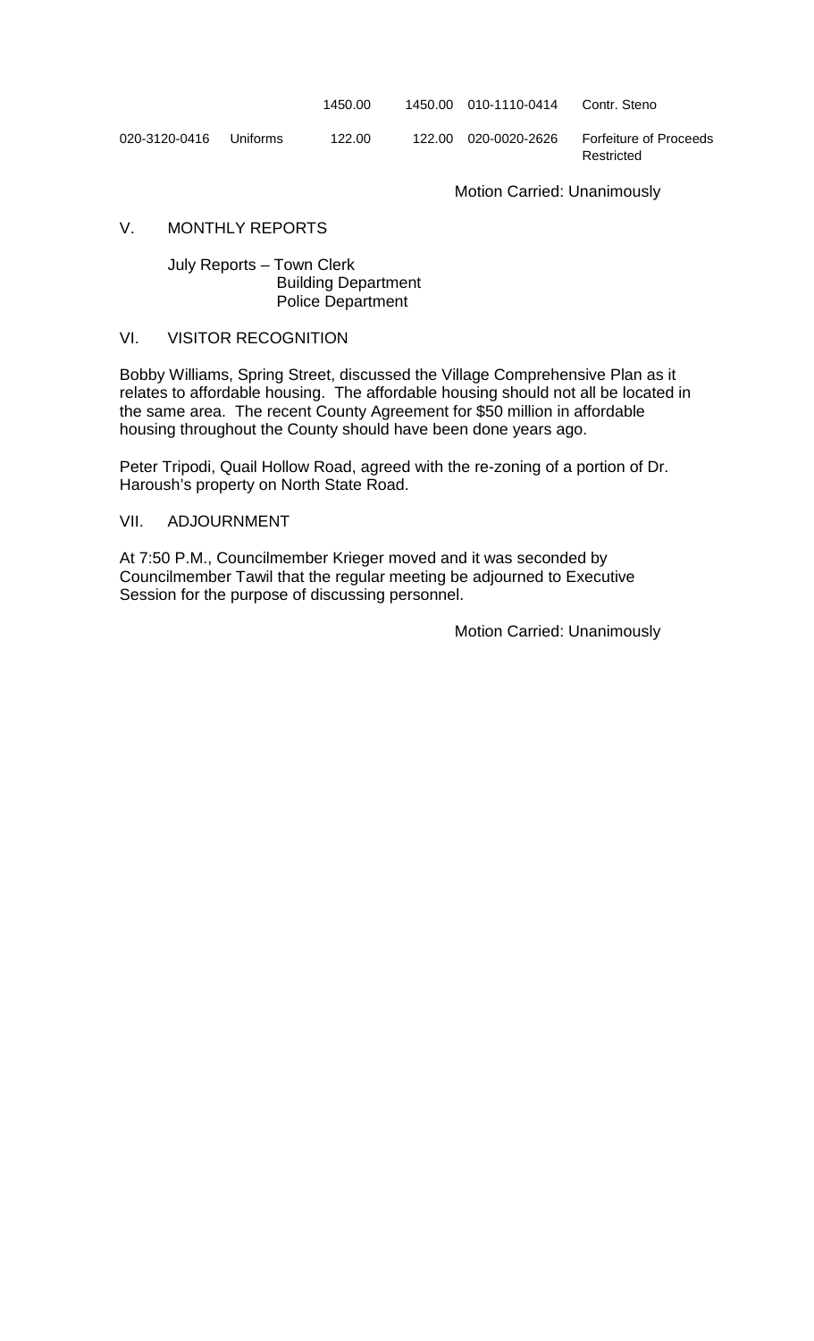| | | | | | |
|---|---|---|---|---|---|
| | | 1450.00 | 1450.00 | 010-1110-0414 | Contr. Steno |
| 020-3120-0416 | Uniforms | 122.00 | 122.00 | 020-0020-2626 | Forfeiture of Proceeds Restricted |

Motion Carried: Unanimously

## V. MONTHLY REPORTS

July Reports – Town Clerk
Building Department
Police Department

## VI. VISITOR RECOGNITION

Bobby Williams, Spring Street, discussed the Village Comprehensive Plan as it relates to affordable housing. The affordable housing should not all be located in the same area. The recent County Agreement for $50 million in affordable housing throughout the County should have been done years ago.

Peter Tripodi, Quail Hollow Road, agreed with the re-zoning of a portion of Dr. Haroush's property on North State Road.

## VII. ADJOURNMENT

At 7:50 P.M., Councilmember Krieger moved and it was seconded by Councilmember Tawil that the regular meeting be adjourned to Executive Session for the purpose of discussing personnel.

Motion Carried: Unanimously